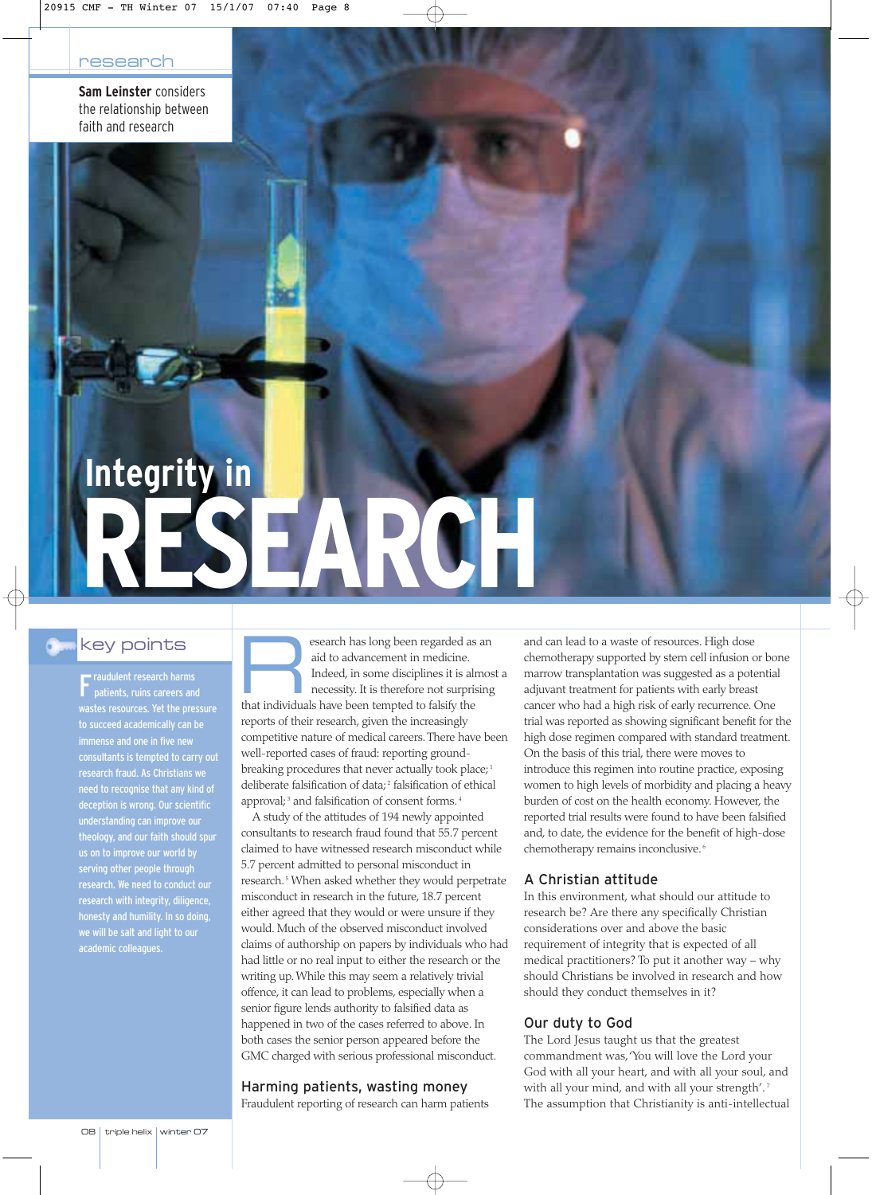research

**Sam Leinster** considers the relationship between faith and research

# Integrity in RESEARCH

## key points

Fraudulent research harms patients, ruins careers and wastes resources. Yet the pressure to succeed academically can be immense and one in five new consultants is tempted to carry out research fraud. As Christians we need to recognise that any kind of deception is wrong. Our scientific understanding can improve our theology, and our faith should spur us on to improve our world by serving other people through research. We need to conduct our research with integrity, diligence, honesty and humility. In so doing, we will be salt and light to our academic colleagues.

Research has long been regarded as an aid to advancement in medicine. Indeed, in some disciplines it is almost a necessity. It is therefore not surprising that individuals have been tempted to falsify the reports of their research, given the increasingly competitive nature of medical careers. There have been well-reported cases of fraud: reporting ground-breaking procedures that never actually took place;[1] deliberate falsification of data;[2] falsification of ethical approval;[3] and falsification of consent forms.[4]

A study of the attitudes of 194 newly appointed consultants to research fraud found that 55.7 percent claimed to have witnessed research misconduct while 5.7 percent admitted to personal misconduct in research.[5] When asked whether they would perpetrate misconduct in research in the future, 18.7 percent either agreed that they would or were unsure if they would. Much of the observed misconduct involved claims of authorship on papers by individuals who had had little or no real input to either the research or the writing up. While this may seem a relatively trivial offence, it can lead to problems, especially when a senior figure lends authority to falsified data as happened in two of the cases referred to above. In both cases the senior person appeared before the GMC charged with serious professional misconduct.

## Harming patients, wasting money

Fraudulent reporting of research can harm patients and can lead to a waste of resources. High dose chemotherapy supported by stem cell infusion or bone marrow transplantation was suggested as a potential adjuvant treatment for patients with early breast cancer who had a high risk of early recurrence. One trial was reported as showing significant benefit for the high dose regimen compared with standard treatment. On the basis of this trial, there were moves to introduce this regimen into routine practice, exposing women to high levels of morbidity and placing a heavy burden of cost on the health economy. However, the reported trial results were found to have been falsified and, to date, the evidence for the benefit of high-dose chemotherapy remains inconclusive.[6]

## A Christian attitude

In this environment, what should our attitude to research be? Are there any specifically Christian considerations over and above the basic requirement of integrity that is expected of all medical practitioners? To put it another way – why should Christians be involved in research and how should they conduct themselves in it?

## Our duty to God

The Lord Jesus taught us that the greatest commandment was, 'You will love the Lord your God with all your heart, and with all your soul, and with all your mind, and with all your strength'.[7] The assumption that Christianity is anti-intellectual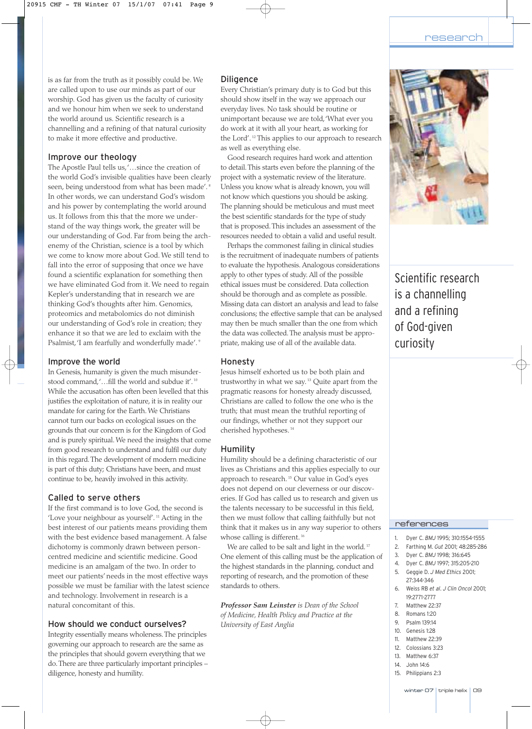is as far from the truth as it possibly could be. We are called upon to use our minds as part of our worship. God has given us the faculty of curiosity and we honour him when we seek to understand the world around us. Scientific research is a channelling and a refining of that natural curiosity to make it more effective and productive.

## Improve our theology

The Apostle Paul tells us,'…since the creation of the world God's invisible qualities have been clearly seen, being understood from what has been made'.[8] In other words, we can understand God's wisdom and his power by contemplating the world around us. It follows from this that the more we understand of the way things work, the greater will be our understanding of God. Far from being the arch-enemy of the Christian, science is a tool by which we come to know more about God. We still tend to fall into the error of supposing that once we have found a scientific explanation for something then we have eliminated God from it. We need to regain Kepler's understanding that in research we are thinking God's thoughts after him. Genomics, proteomics and metabolomics do not diminish our understanding of God's role in creation; they enhance it so that we are led to exclaim with the Psalmist,'I am fearfully and wonderfully made'.[9]

## Improve the world

In Genesis, humanity is given the much misunderstood command,'…fill the world and subdue it'.[10] While the accusation has often been levelled that this justifies the exploitation of nature, it is in reality our mandate for caring for the Earth. We Christians cannot turn our backs on ecological issues on the grounds that our concern is for the Kingdom of God and is purely spiritual. We need the insights that come from good research to understand and fulfil our duty in this regard. The development of modern medicine is part of this duty; Christians have been, and must continue to be, heavily involved in this activity.

## Called to serve others

If the first command is to love God, the second is 'Love your neighbour as yourself'.[11] Acting in the best interest of our patients means providing them with the best evidence based management. A false dichotomy is commonly drawn between person-centred medicine and scientific medicine. Good medicine is an amalgam of the two. In order to meet our patients' needs in the most effective ways possible we must be familiar with the latest science and technology. Involvement in research is a natural concomitant of this.

## How should we conduct ourselves?

Integrity essentially means wholeness. The principles governing our approach to research are the same as the principles that should govern everything that we do. There are three particularly important principles – diligence, honesty and humility.

## Diligence

Every Christian's primary duty is to God but this should show itself in the way we approach our everyday lives. No task should be routine or unimportant because we are told,'What ever you do work at it with all your heart, as working for the Lord'.[12] This applies to our approach to research as well as everything else.

Good research requires hard work and attention to detail. This starts even before the planning of the project with a systematic review of the literature. Unless you know what is already known, you will not know which questions you should be asking. The planning should be meticulous and must meet the best scientific standards for the type of study that is proposed. This includes an assessment of the resources needed to obtain a valid and useful result.

Perhaps the commonest failing in clinical studies is the recruitment of inadequate numbers of patients to evaluate the hypothesis. Analogous considerations apply to other types of study. All of the possible ethical issues must be considered. Data collection should be thorough and as complete as possible. Missing data can distort an analysis and lead to false conclusions; the effective sample that can be analysed may then be much smaller than the one from which the data was collected. The analysis must be appropriate, making use of all of the available data.

## Honesty

Jesus himself exhorted us to be both plain and trustworthy in what we say.[13] Quite apart from the pragmatic reasons for honesty already discussed, Christians are called to follow the one who is the truth; that must mean the truthful reporting of our findings, whether or not they support our cherished hypotheses.[14]

## Humility

Humility should be a defining characteristic of our lives as Christians and this applies especially to our approach to research.[15] Our value in God's eyes does not depend on our cleverness or our discoveries. If God has called us to research and given us the talents necessary to be successful in this field, then we must follow that calling faithfully but not think that it makes us in any way superior to others whose calling is different.[16]

We are called to be salt and light in the world.[17] One element of this calling must be the application of the highest standards in the planning, conduct and reporting of research, and the promotion of these standards to others.

***Professor Sam Leinster*** *is Dean of the School of Medicine, Health Policy and Practice at the University of East Anglia*

Scientific research is a channelling and a refining of God-given curiosity

## references

1. Dyer C. *BMJ* 1995; 310:1554-1555
2. Farthing M. *Gut* 2001; 48:285-286
3. Dyer C. *BMJ* 1998; 316:645
4. Dyer C. *BMJ* 1997; 315:205-210
5. Geggie D. *J Med Ethics* 2001; 27:344-346
6. Weiss RB *et al*. *J Clin Oncol* 2001; 19:2771-2777
7. Matthew 22:37
8. Romans 1:20
9. Psalm 139:14
10. Genesis 1:28
11. Matthew 22:39
12. Colossians 3:23
13. Matthew 6:37
14. John 14:6
15. Philippians 2:3